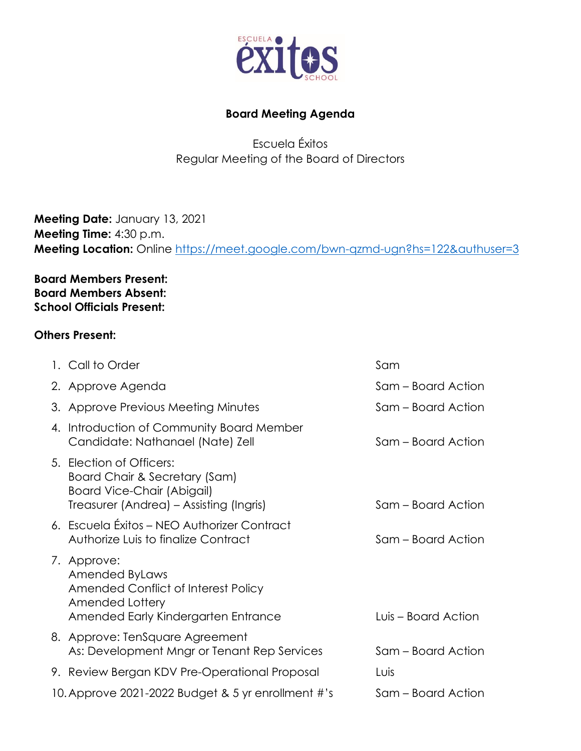ESCUELA **éxitos** SCHOOL

## Board Meeting Agenda

Escuela Éxitos
Regular Meeting of the Board of Directors

**Meeting Date:** January 13, 2021
**Meeting Time:** 4:30 p.m.
**Meeting Location:** Online https://meet.google.com/bwn-qzmd-ugn?hs=122&authuser=3

**Board Members Present:**
**Board Members Absent:**
**School Officials Present:**

**Others Present:**

| | |
|---|---|
| 1. Call to Order | Sam |
| 2. Approve Agenda | Sam – Board Action |
| 3. Approve Previous Meeting Minutes | Sam – Board Action |
| 4. Introduction of Community Board Member Candidate: Nathanael (Nate) Zell | Sam – Board Action |
| 5. Election of Officers: Board Chair & Secretary (Sam) Board Vice-Chair (Abigail) Treasurer (Andrea) – Assisting (Ingris) | Sam – Board Action |
| 6. Escuela Éxitos – NEO Authorizer Contract Authorize Luis to finalize Contract | Sam – Board Action |
| 7. Approve: Amended ByLaws Amended Conflict of Interest Policy Amended Lottery Amended Early Kindergarten Entrance | Luis – Board Action |
| 8. Approve: TenSquare Agreement As: Development Mngr or Tenant Rep Services | Sam – Board Action |
| 9. Review Bergan KDV Pre-Operational Proposal | Luis |
| 10. Approve 2021-2022 Budget & 5 yr enrollment #'s | Sam – Board Action |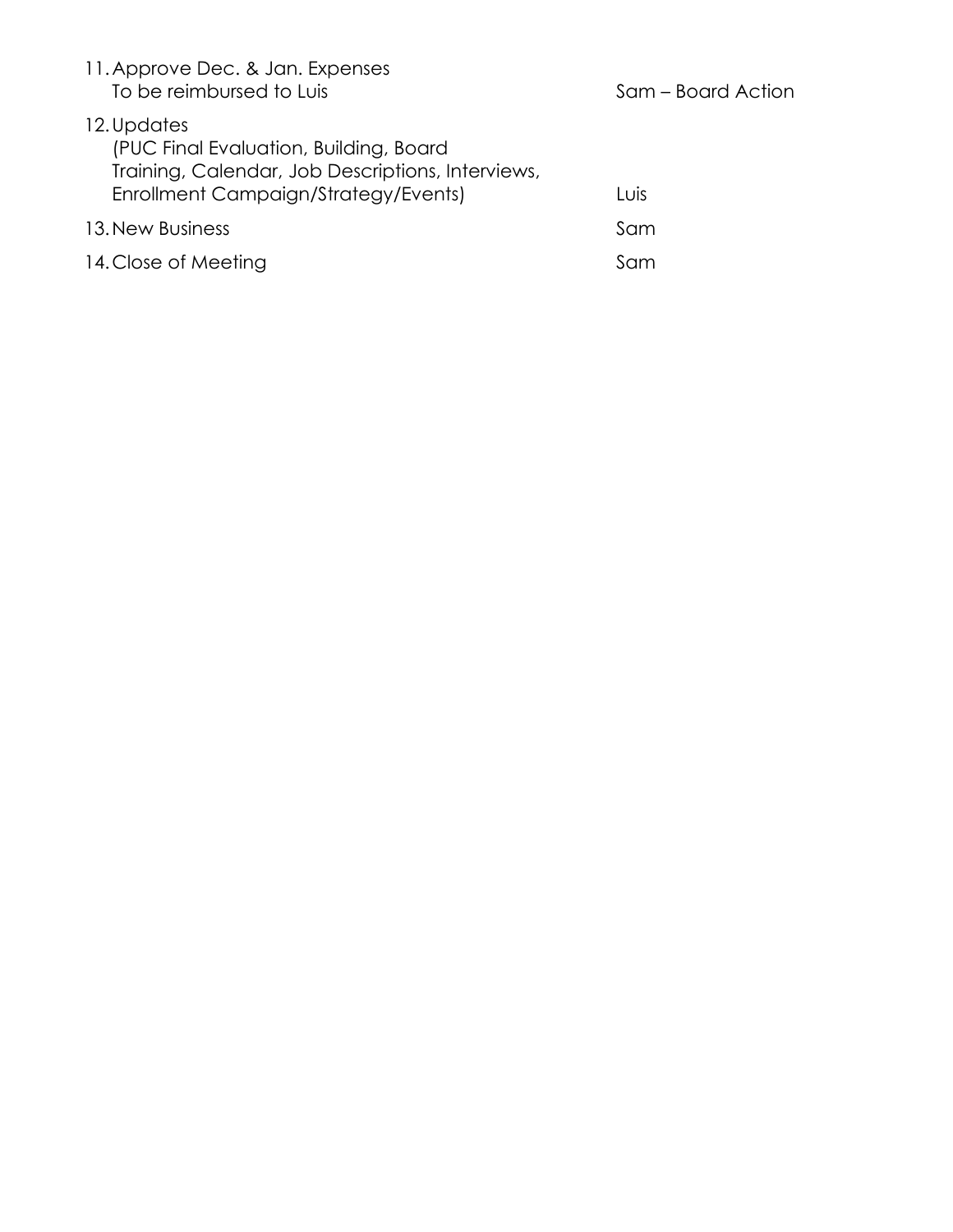11. Approve Dec. & Jan. Expenses
    To be reimbursed to Luis — Sam – Board Action

12. Updates
    (PUC Final Evaluation, Building, Board Training, Calendar, Job Descriptions, Interviews, Enrollment Campaign/Strategy/Events) — Luis

13. New Business — Sam

14. Close of Meeting — Sam